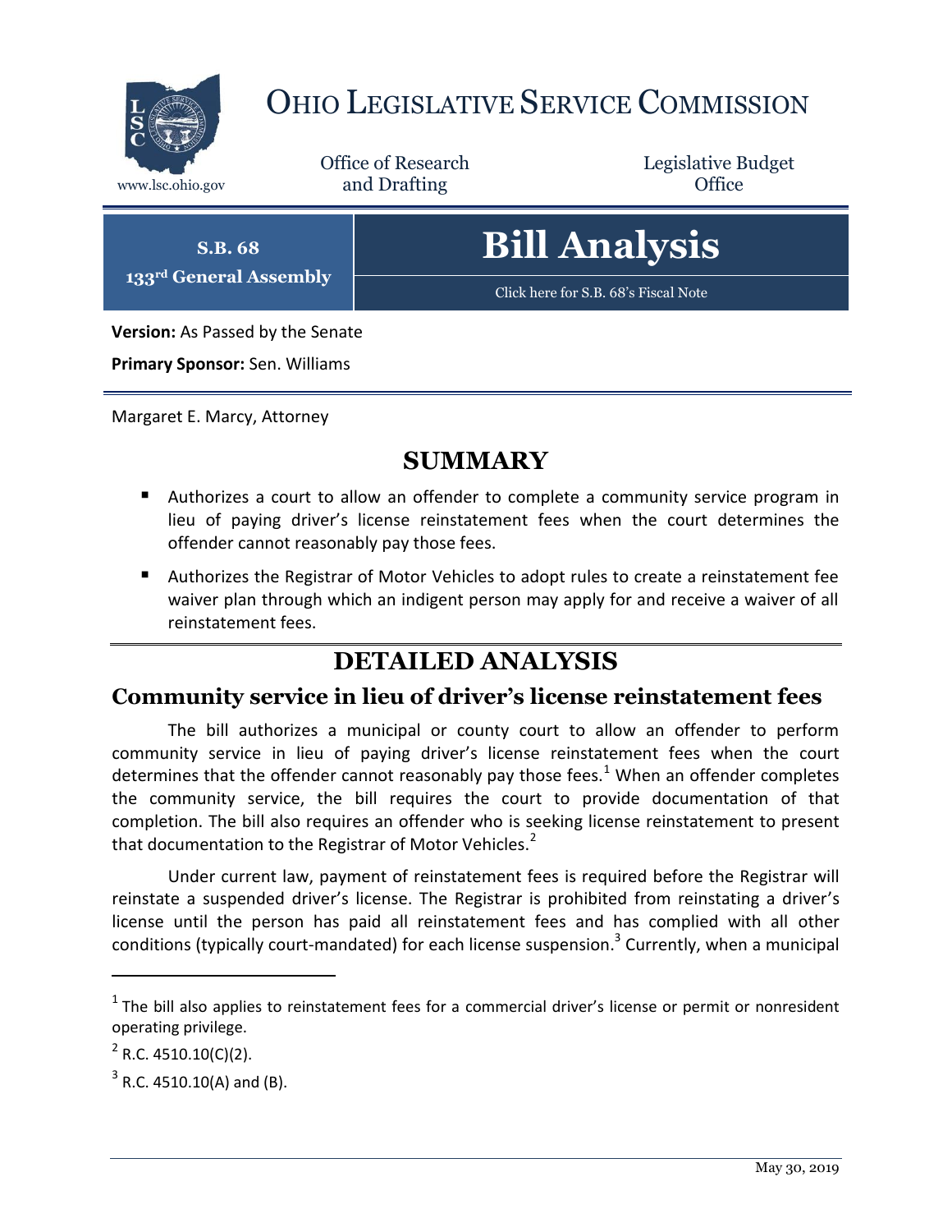# OHIO LEGISLATIVE SERVICE COMMISSION

www.lsc.ohio.gov

Office of Research and Drafting

Legislative Budget Office

**S.B. 68**
**133rd General Assembly**

# Bill Analysis

Click here for S.B. 68's Fiscal Note

**Version:** As Passed by the Senate

**Primary Sponsor:** Sen. Williams

Margaret E. Marcy, Attorney

## SUMMARY

- Authorizes a court to allow an offender to complete a community service program in lieu of paying driver's license reinstatement fees when the court determines the offender cannot reasonably pay those fees.
- Authorizes the Registrar of Motor Vehicles to adopt rules to create a reinstatement fee waiver plan through which an indigent person may apply for and receive a waiver of all reinstatement fees.

## DETAILED ANALYSIS

### Community service in lieu of driver's license reinstatement fees

The bill authorizes a municipal or county court to allow an offender to perform community service in lieu of paying driver's license reinstatement fees when the court determines that the offender cannot reasonably pay those fees.[1] When an offender completes the community service, the bill requires the court to provide documentation of that completion. The bill also requires an offender who is seeking license reinstatement to present that documentation to the Registrar of Motor Vehicles.[2]

Under current law, payment of reinstatement fees is required before the Registrar will reinstate a suspended driver's license. The Registrar is prohibited from reinstating a driver's license until the person has paid all reinstatement fees and has complied with all other conditions (typically court-mandated) for each license suspension.[3] Currently, when a municipal

---

[1] The bill also applies to reinstatement fees for a commercial driver's license or permit or nonresident operating privilege.

[2] R.C. 4510.10(C)(2).

[3] R.C. 4510.10(A) and (B).

May 30, 2019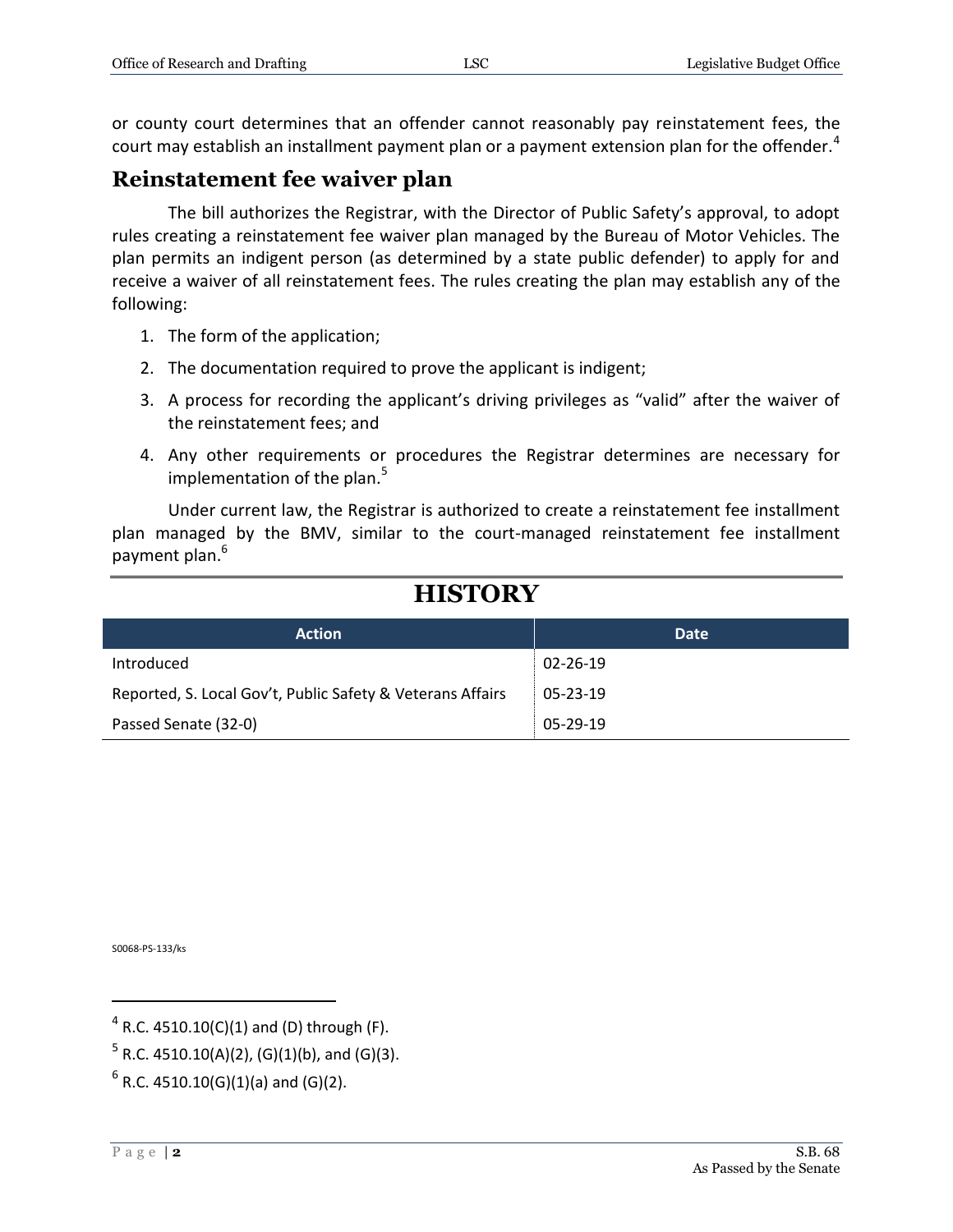or county court determines that an offender cannot reasonably pay reinstatement fees, the court may establish an installment payment plan or a payment extension plan for the offender.[4]

## Reinstatement fee waiver plan

The bill authorizes the Registrar, with the Director of Public Safety's approval, to adopt rules creating a reinstatement fee waiver plan managed by the Bureau of Motor Vehicles. The plan permits an indigent person (as determined by a state public defender) to apply for and receive a waiver of all reinstatement fees. The rules creating the plan may establish any of the following:

1. The form of the application;
2. The documentation required to prove the applicant is indigent;
3. A process for recording the applicant's driving privileges as "valid" after the waiver of the reinstatement fees; and
4. Any other requirements or procedures the Registrar determines are necessary for implementation of the plan.[5]

Under current law, the Registrar is authorized to create a reinstatement fee installment plan managed by the BMV, similar to the court-managed reinstatement fee installment payment plan.[6]

# HISTORY

| Action | Date |
|---|---|
| Introduced | 02-26-19 |
| Reported, S. Local Gov't, Public Safety & Veterans Affairs | 05-23-19 |
| Passed Senate (32-0) | 05-29-19 |

S0068-PS-133/ks

[4] R.C. 4510.10(C)(1) and (D) through (F).

[5] R.C. 4510.10(A)(2), (G)(1)(b), and (G)(3).

[6] R.C. 4510.10(G)(1)(a) and (G)(2).